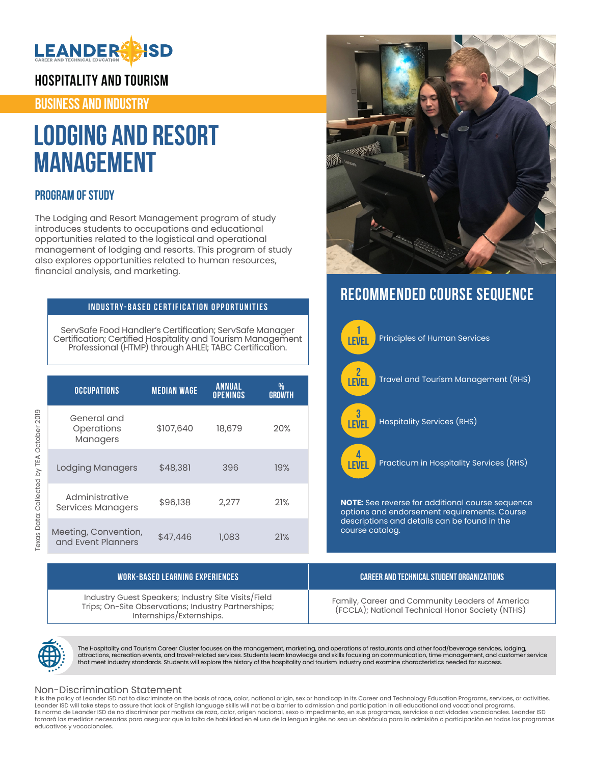LEANDER ISD
CAREER AND TECHNICAL EDUCATION

# HOSPITALITY AND TOURISM

## BUSINESS AND INDUSTRY

# LODGING AND RESORT MANAGEMENT

## PROGRAM OF STUDY

The Lodging and Resort Management program of study introduces students to occupations and educational opportunities related to the logistical and operational management of lodging and resorts. This program of study also explores opportunities related to human resources, financial analysis, and marketing.

| INDUSTRY-BASED CERTIFICATION OPPORTUNITIES |
|---|
| ServSafe Food Handler's Certification; ServSafe Manager Certification; Certified Hospitality and Tourism Management Professional (HTMP) through AHLEI; TABC Certification. |

| OCCUPATIONS | MEDIAN WAGE | ANNUAL OPENINGS | % GROWTH |
|---|---|---|---|
| General and Operations Managers | $107,640 | 18,679 | 20% |
| Lodging Managers | $48,381 | 396 | 19% |
| Administrative Services Managers | $96,138 | 2,277 | 21% |
| Meeting, Convention, and Event Planners | $47,446 | 1,083 | 21% |

Texas Data: Collected by TEA October 2019

## RECOMMENDED COURSE SEQUENCE

- LEVEL 1: Principles of Human Services
- LEVEL 2: Travel and Tourism Management (RHS)
- LEVEL 3: Hospitality Services (RHS)
- LEVEL 4: Practicum in Hospitality Services (RHS)

**NOTE:** See reverse for additional course sequence options and endorsement requirements. Course descriptions and details can be found in the course catalog.

| WORK-BASED LEARNING EXPERIENCES | CAREER AND TECHNICAL STUDENT ORGANIZATIONS |
|---|---|
| Industry Guest Speakers; Industry Site Visits/Field Trips; On-Site Observations; Industry Partnerships; Internships/Externships. | Family, Career and Community Leaders of America (FCCLA); National Technical Honor Society (NTHS) |

The Hospitality and Tourism Career Cluster focuses on the management, marketing, and operations of restaurants and other food/beverage services, lodging, attractions, recreation events, and travel-related services. Students learn knowledge and skills focusing on communication, time management, and customer service that meet industry standards. Students will explore the history of the hospitality and tourism industry and examine characteristics needed for success.

## Non-Discrimination Statement

It is the policy of Leander ISD not to discriminate on the basis of race, color, national origin, sex or handicap in its Career and Technology Education Programs, services, or activities. Leander ISD will take steps to assure that lack of English language skills will not be a barrier to admission and participation in all educational and vocational programs.
Es norma de Leander ISD de no discriminar por motivos de raza, color, origen nacional, sexo o impedimento, en sus programas, servicios o actividades vocacionales. Leander ISD tomará las medidas necesarias para asegurar que la falta de habilidad en el uso de la lengua inglés no sea un obstáculo para la admisión o participación en todos los programas educativos y vocacionales.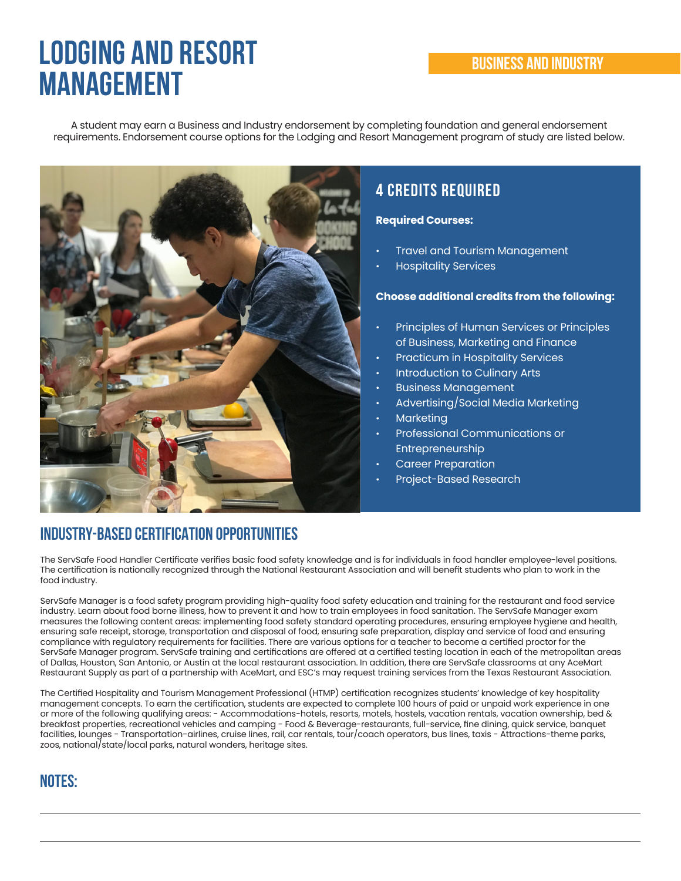# LODGING AND RESORT MANAGEMENT

BUSINESS AND INDUSTRY

A student may earn a Business and Industry endorsement by completing foundation and general endorsement requirements. Endorsement course options for the Lodging and Resort Management program of study are listed below.

## 4 CREDITS REQUIRED

**Required Courses:**

- Travel and Tourism Management
- Hospitality Services

**Choose additional credits from the following:**

- Principles of Human Services or Principles of Business, Marketing and Finance
- Practicum in Hospitality Services
- Introduction to Culinary Arts
- Business Management
- Advertising/Social Media Marketing
- Marketing
- Professional Communications or Entrepreneurship
- Career Preparation
- Project-Based Research

## INDUSTRY-BASED CERTIFICATION OPPORTUNITIES

The ServSafe Food Handler Certificate verifies basic food safety knowledge and is for individuals in food handler employee-level positions. The certification is nationally recognized through the National Restaurant Association and will benefit students who plan to work in the food industry.

ServSafe Manager is a food safety program providing high-quality food safety education and training for the restaurant and food service industry. Learn about food borne illness, how to prevent it and how to train employees in food sanitation. The ServSafe Manager exam measures the following content areas: implementing food safety standard operating procedures, ensuring employee hygiene and health, ensuring safe receipt, storage, transportation and disposal of food, ensuring safe preparation, display and service of food and ensuring compliance with regulatory requirements for facilities. There are various options for a teacher to become a certified proctor for the ServSafe Manager program. ServSafe training and certifications are offered at a certified testing location in each of the metropolitan areas of Dallas, Houston, San Antonio, or Austin at the local restaurant association. In addition, there are ServSafe classrooms at any AceMart Restaurant Supply as part of a partnership with AceMart, and ESC's may request training services from the Texas Restaurant Association.

The Certified Hospitality and Tourism Management Professional (HTMP) certification recognizes students' knowledge of key hospitality management concepts. To earn the certification, students are expected to complete 100 hours of paid or unpaid work experience in one or more of the following qualifying areas: - Accommodations-hotels, resorts, motels, hostels, vacation rentals, vacation ownership, bed & breakfast properties, recreational vehicles and camping - Food & Beverage-restaurants, full-service, fine dining, quick service, banquet facilities, lounges - Transportation-airlines, cruise lines, rail, car rentals, tour/coach operators, bus lines, taxis - Attractions-theme parks, zoos, national/state/local parks, natural wonders, heritage sites.

## NOTES: